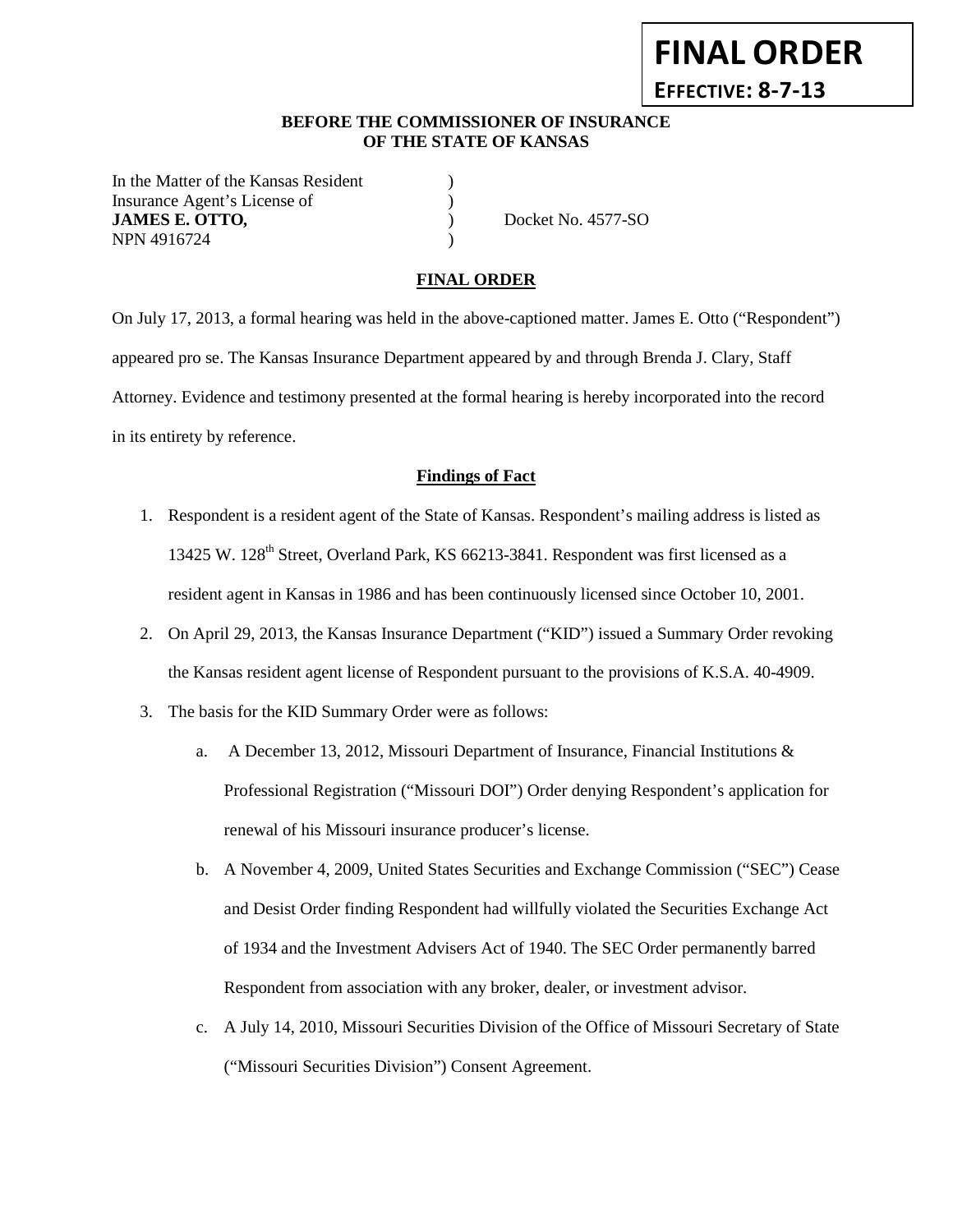**FINAL ORDER**

**EFFECTIVE: 8-7-13**

**BEFORE THE COMMISSIONER OF INSURANCE**
**OF THE STATE OF KANSAS**

| | | |
|---|---|---|
| In the Matter of the Kansas Resident | ) | |
| Insurance Agent's License of | ) | |
| **JAMES E. OTTO,** | ) | Docket No. 4577-SO |
| NPN 4916724 | ) | |

## FINAL ORDER

On July 17, 2013, a formal hearing was held in the above-captioned matter. James E. Otto ("Respondent") appeared pro se. The Kansas Insurance Department appeared by and through Brenda J. Clary, Staff Attorney. Evidence and testimony presented at the formal hearing is hereby incorporated into the record in its entirety by reference.

### Findings of Fact

1. Respondent is a resident agent of the State of Kansas. Respondent's mailing address is listed as 13425 W. 128th Street, Overland Park, KS 66213-3841. Respondent was first licensed as a resident agent in Kansas in 1986 and has been continuously licensed since October 10, 2001.
2. On April 29, 2013, the Kansas Insurance Department ("KID") issued a Summary Order revoking the Kansas resident agent license of Respondent pursuant to the provisions of K.S.A. 40-4909.
3. The basis for the KID Summary Order were as follows:
   a. A December 13, 2012, Missouri Department of Insurance, Financial Institutions & Professional Registration ("Missouri DOI") Order denying Respondent's application for renewal of his Missouri insurance producer's license.
   b. A November 4, 2009, United States Securities and Exchange Commission ("SEC") Cease and Desist Order finding Respondent had willfully violated the Securities Exchange Act of 1934 and the Investment Advisers Act of 1940. The SEC Order permanently barred Respondent from association with any broker, dealer, or investment advisor.
   c. A July 14, 2010, Missouri Securities Division of the Office of Missouri Secretary of State ("Missouri Securities Division") Consent Agreement.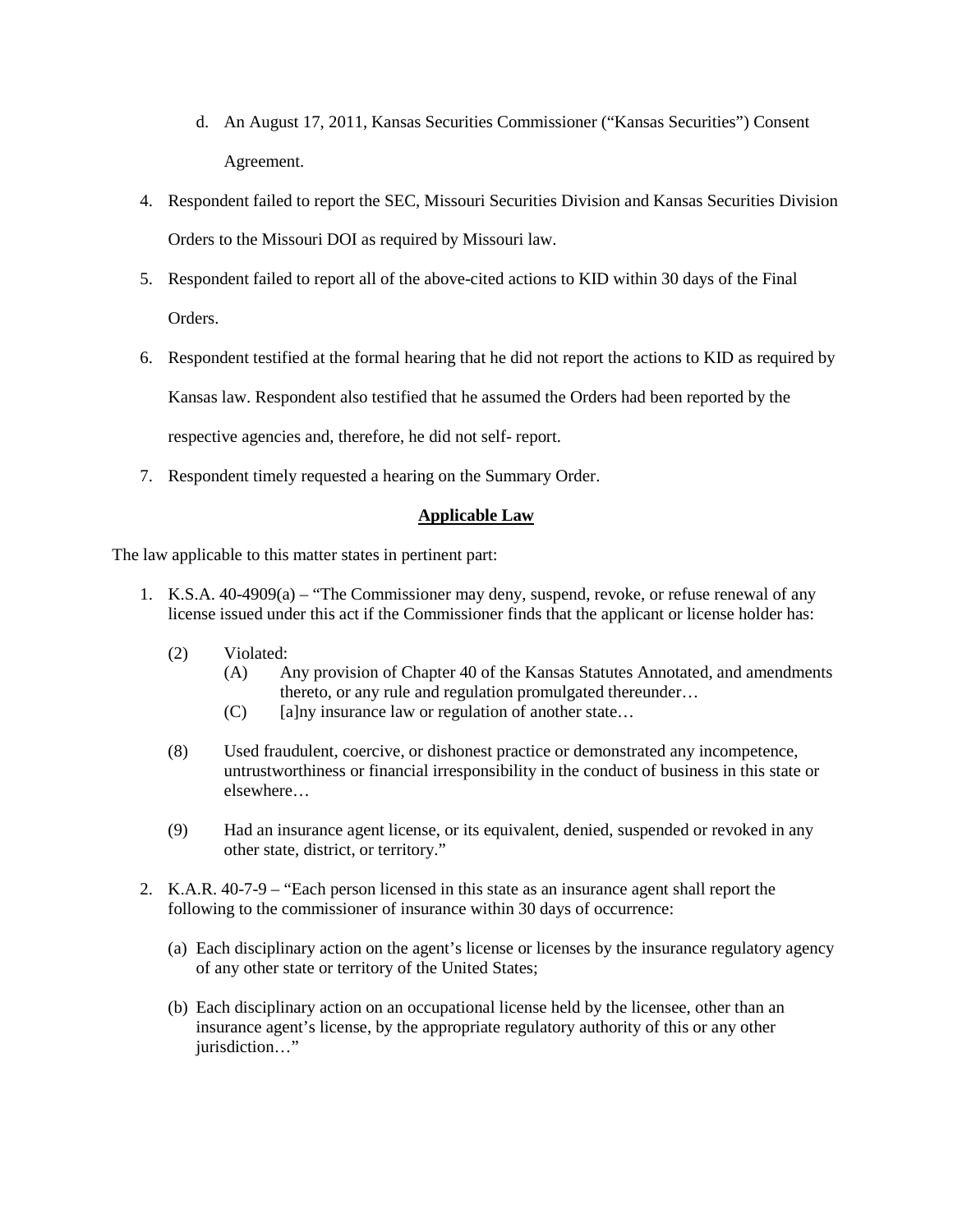d. An August 17, 2011, Kansas Securities Commissioner ("Kansas Securities") Consent Agreement.

4. Respondent failed to report the SEC, Missouri Securities Division and Kansas Securities Division Orders to the Missouri DOI as required by Missouri law.

5. Respondent failed to report all of the above-cited actions to KID within 30 days of the Final Orders.

6. Respondent testified at the formal hearing that he did not report the actions to KID as required by Kansas law. Respondent also testified that he assumed the Orders had been reported by the respective agencies and, therefore, he did not self- report.

7. Respondent timely requested a hearing on the Summary Order.

## Applicable Law

The law applicable to this matter states in pertinent part:

1. K.S.A. 40-4909(a) – "The Commissioner may deny, suspend, revoke, or refuse renewal of any license issued under this act if the Commissioner finds that the applicant or license holder has:

   (2) Violated:
      (A) Any provision of Chapter 40 of the Kansas Statutes Annotated, and amendments thereto, or any rule and regulation promulgated thereunder…
      (C) [a]ny insurance law or regulation of another state…

   (8) Used fraudulent, coercive, or dishonest practice or demonstrated any incompetence, untrustworthiness or financial irresponsibility in the conduct of business in this state or elsewhere…

   (9) Had an insurance agent license, or its equivalent, denied, suspended or revoked in any other state, district, or territory."

2. K.A.R. 40-7-9 – "Each person licensed in this state as an insurance agent shall report the following to the commissioner of insurance within 30 days of occurrence:

   (a) Each disciplinary action on the agent's license or licenses by the insurance regulatory agency of any other state or territory of the United States;

   (b) Each disciplinary action on an occupational license held by the licensee, other than an insurance agent's license, by the appropriate regulatory authority of this or any other jurisdiction…"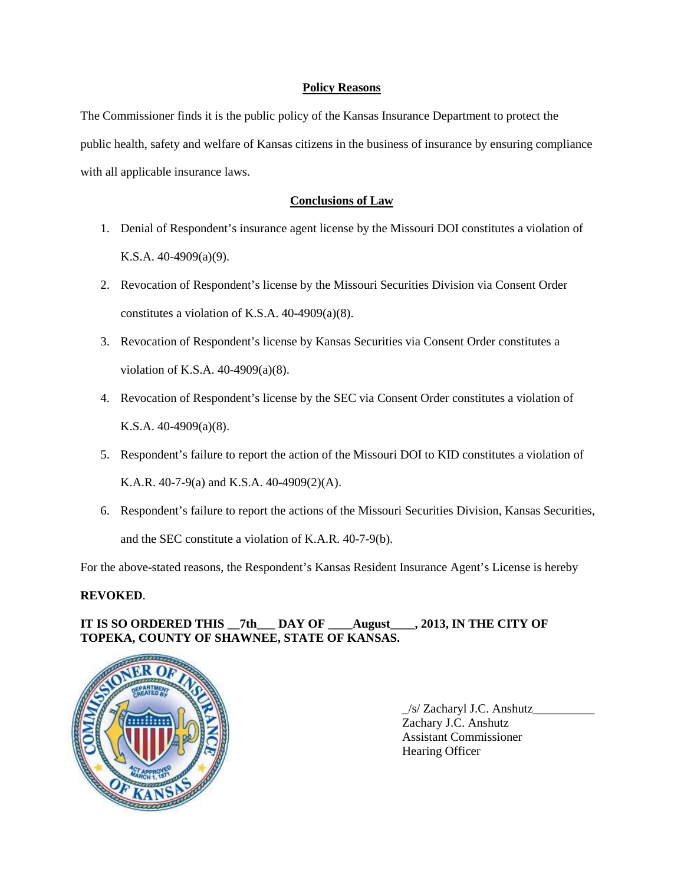**Policy Reasons**

The Commissioner finds it is the public policy of the Kansas Insurance Department to protect the public health, safety and welfare of Kansas citizens in the business of insurance by ensuring compliance with all applicable insurance laws.

**Conclusions of Law**

1. Denial of Respondent's insurance agent license by the Missouri DOI constitutes a violation of K.S.A. 40-4909(a)(9).
2. Revocation of Respondent's license by the Missouri Securities Division via Consent Order constitutes a violation of K.S.A. 40-4909(a)(8).
3. Revocation of Respondent's license by Kansas Securities via Consent Order constitutes a violation of K.S.A. 40-4909(a)(8).
4. Revocation of Respondent's license by the SEC via Consent Order constitutes a violation of K.S.A. 40-4909(a)(8).
5. Respondent's failure to report the action of the Missouri DOI to KID constitutes a violation of K.A.R. 40-7-9(a) and K.S.A. 40-4909(2)(A).
6. Respondent's failure to report the actions of the Missouri Securities Division, Kansas Securities, and the SEC constitute a violation of K.A.R. 40-7-9(b).

For the above-stated reasons, the Respondent's Kansas Resident Insurance Agent's License is hereby **REVOKED**.

**IT IS SO ORDERED THIS __7th___ DAY OF ____August____, 2013, IN THE CITY OF TOPEKA, COUNTY OF SHAWNEE, STATE OF KANSAS.**

_/s/ Zacharyl J.C. Anshutz__________
Zachary J.C. Anshutz
Assistant Commissioner
Hearing Officer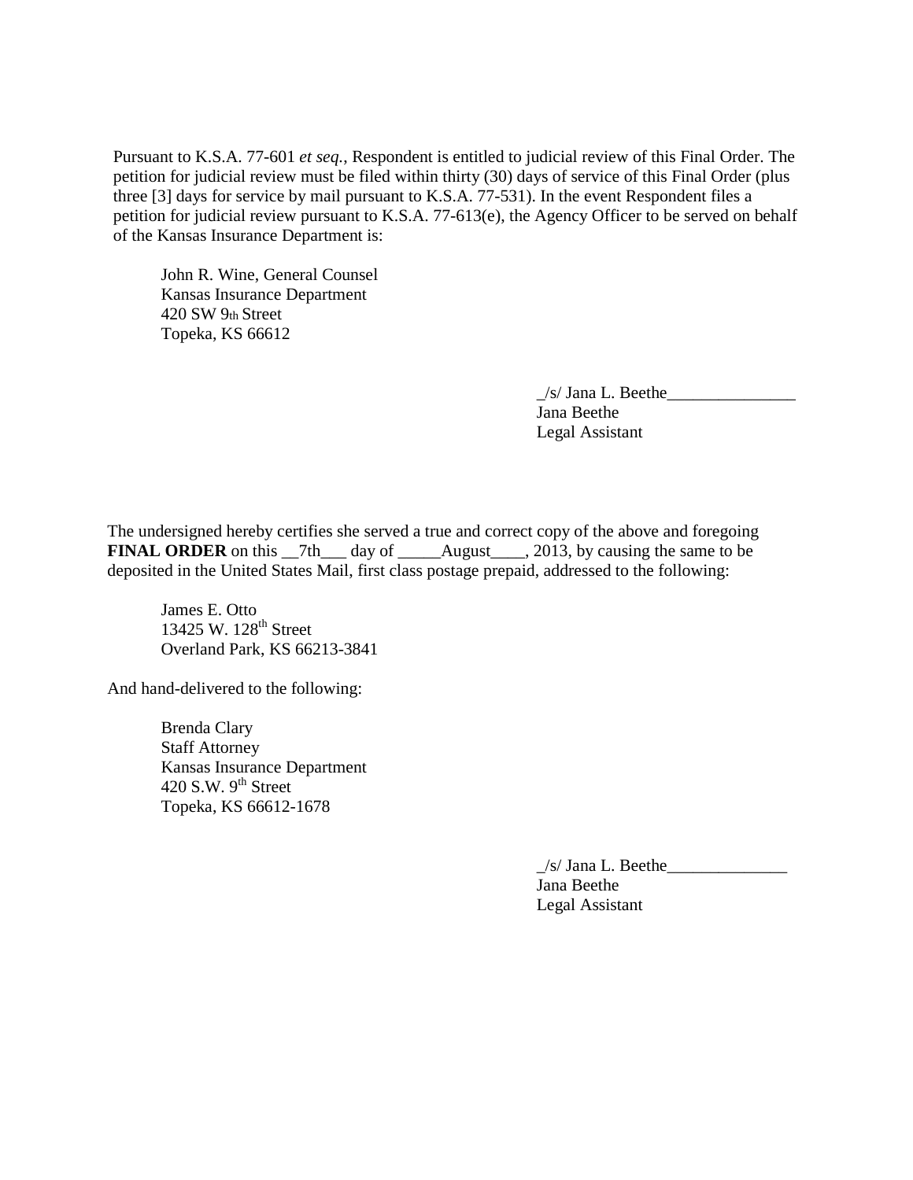Pursuant to K.S.A. 77-601 *et seq.*, Respondent is entitled to judicial review of this Final Order. The petition for judicial review must be filed within thirty (30) days of service of this Final Order (plus three [3] days for service by mail pursuant to K.S.A. 77-531). In the event Respondent files a petition for judicial review pursuant to K.S.A. 77-613(e), the Agency Officer to be served on behalf of the Kansas Insurance Department is:

John R. Wine, General Counsel
Kansas Insurance Department
420 SW 9th Street
Topeka, KS 66612

_/s/ Jana L. Beethe_______________
Jana Beethe
Legal Assistant

The undersigned hereby certifies she served a true and correct copy of the above and foregoing **FINAL ORDER** on this __7th___ day of _____August____, 2013, by causing the same to be deposited in the United States Mail, first class postage prepaid, addressed to the following:

James E. Otto
13425 W. 128th Street
Overland Park, KS 66213-3841

And hand-delivered to the following:

Brenda Clary
Staff Attorney
Kansas Insurance Department
420 S.W. 9th Street
Topeka, KS 66612-1678

_/s/ Jana L. Beethe______________
Jana Beethe
Legal Assistant